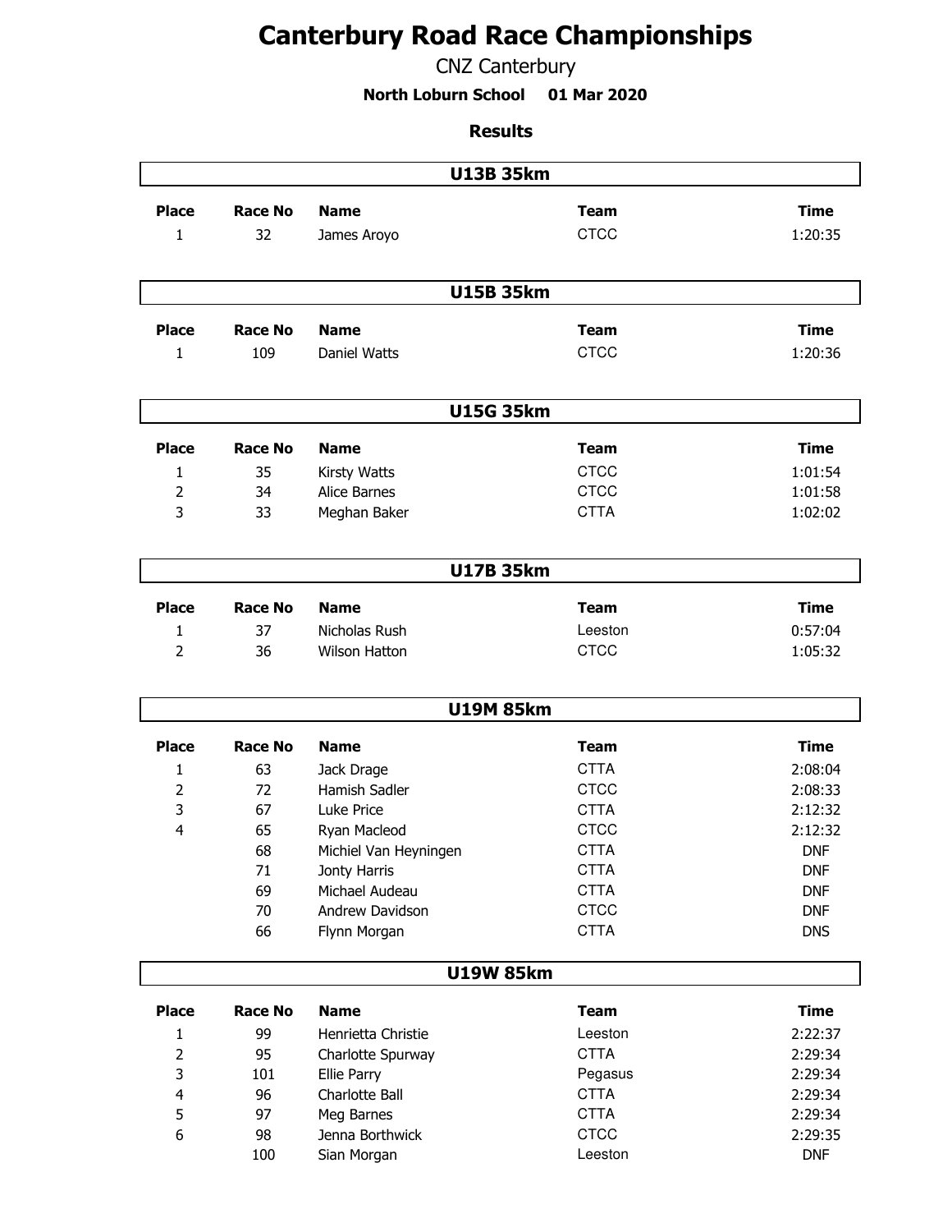# Canterbury Road Race Championships

CNZ Canterbury

**North Loburn School 01 Mar 2020**

**Results**

## U13B 35km

| Place | Race No | Name | Team | Time |
|---|---|---|---|---|
| 1 | 32 | James Aroyo | CTCC | 1:20:35 |

## U15B 35km

| Place | Race No | Name | Team | Time |
|---|---|---|---|---|
| 1 | 109 | Daniel Watts | CTCC | 1:20:36 |

## U15G 35km

| Place | Race No | Name | Team | Time |
|---|---|---|---|---|
| 1 | 35 | Kirsty Watts | CTCC | 1:01:54 |
| 2 | 34 | Alice Barnes | CTCC | 1:01:58 |
| 3 | 33 | Meghan Baker | CTTA | 1:02:02 |

## U17B 35km

| Place | Race No | Name | Team | Time |
|---|---|---|---|---|
| 1 | 37 | Nicholas Rush | Leeston | 0:57:04 |
| 2 | 36 | Wilson Hatton | CTCC | 1:05:32 |

## U19M 85km

| Place | Race No | Name | Team | Time |
|---|---|---|---|---|
| 1 | 63 | Jack Drage | CTTA | 2:08:04 |
| 2 | 72 | Hamish Sadler | CTCC | 2:08:33 |
| 3 | 67 | Luke Price | CTTA | 2:12:32 |
| 4 | 65 | Ryan Macleod | CTCC | 2:12:32 |
| | 68 | Michiel Van Heyningen | CTTA | DNF |
| | 71 | Jonty Harris | CTTA | DNF |
| | 69 | Michael Audeau | CTTA | DNF |
| | 70 | Andrew Davidson | CTCC | DNF |
| | 66 | Flynn Morgan | CTTA | DNS |

## U19W 85km

| Place | Race No | Name | Team | Time |
|---|---|---|---|---|
| 1 | 99 | Henrietta Christie | Leeston | 2:22:37 |
| 2 | 95 | Charlotte Spurway | CTTA | 2:29:34 |
| 3 | 101 | Ellie Parry | Pegasus | 2:29:34 |
| 4 | 96 | Charlotte Ball | CTTA | 2:29:34 |
| 5 | 97 | Meg Barnes | CTTA | 2:29:34 |
| 6 | 98 | Jenna Borthwick | CTCC | 2:29:35 |
| | 100 | Sian Morgan | Leeston | DNF |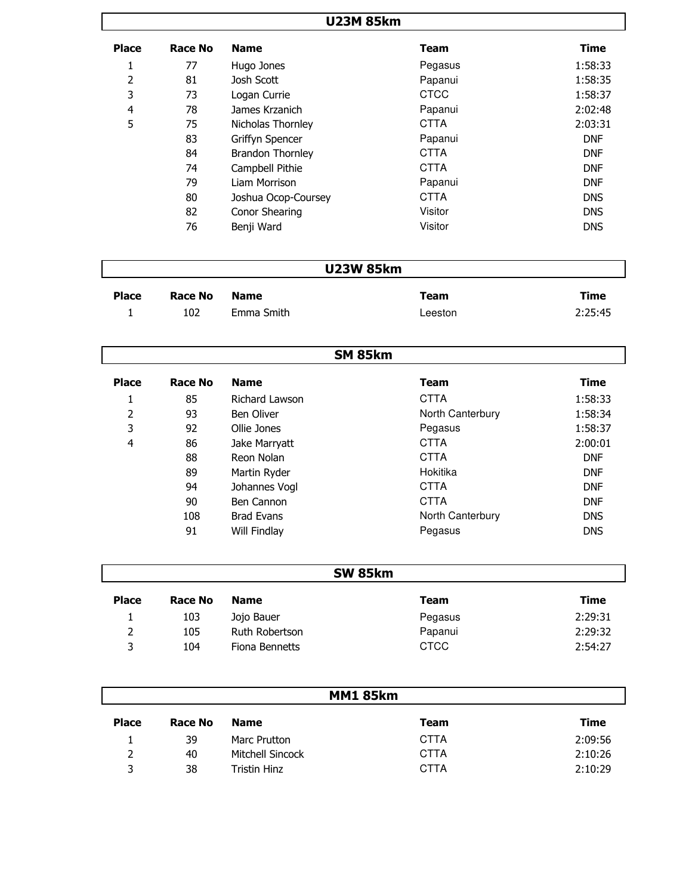## U23M 85km

| Place | Race No | Name | Team | Time |
|---|---|---|---|---|
| 1 | 77 | Hugo Jones | Pegasus | 1:58:33 |
| 2 | 81 | Josh Scott | Papanui | 1:58:35 |
| 3 | 73 | Logan Currie | CTCC | 1:58:37 |
| 4 | 78 | James Krzanich | Papanui | 2:02:48 |
| 5 | 75 | Nicholas Thornley | CTTA | 2:03:31 |
| | 83 | Griffyn Spencer | Papanui | DNF |
| | 84 | Brandon Thornley | CTTA | DNF |
| | 74 | Campbell Pithie | CTTA | DNF |
| | 79 | Liam Morrison | Papanui | DNF |
| | 80 | Joshua Ocop-Coursey | CTTA | DNS |
| | 82 | Conor Shearing | Visitor | DNS |
| | 76 | Benji Ward | Visitor | DNS |

## U23W 85km

| Place | Race No | Name | Team | Time |
|---|---|---|---|---|
| 1 | 102 | Emma Smith | Leeston | 2:25:45 |

## SM 85km

| Place | Race No | Name | Team | Time |
|---|---|---|---|---|
| 1 | 85 | Richard Lawson | CTTA | 1:58:33 |
| 2 | 93 | Ben Oliver | North Canterbury | 1:58:34 |
| 3 | 92 | Ollie Jones | Pegasus | 1:58:37 |
| 4 | 86 | Jake Marryatt | CTTA | 2:00:01 |
| | 88 | Reon Nolan | CTTA | DNF |
| | 89 | Martin Ryder | Hokitika | DNF |
| | 94 | Johannes Vogl | CTTA | DNF |
| | 90 | Ben Cannon | CTTA | DNF |
| | 108 | Brad Evans | North Canterbury | DNS |
| | 91 | Will Findlay | Pegasus | DNS |

## SW 85km

| Place | Race No | Name | Team | Time |
|---|---|---|---|---|
| 1 | 103 | Jojo Bauer | Pegasus | 2:29:31 |
| 2 | 105 | Ruth Robertson | Papanui | 2:29:32 |
| 3 | 104 | Fiona Bennetts | CTCC | 2:54:27 |

## MM1 85km

| Place | Race No | Name | Team | Time |
|---|---|---|---|---|
| 1 | 39 | Marc Prutton | CTTA | 2:09:56 |
| 2 | 40 | Mitchell Sincock | CTTA | 2:10:26 |
| 3 | 38 | Tristin Hinz | CTTA | 2:10:29 |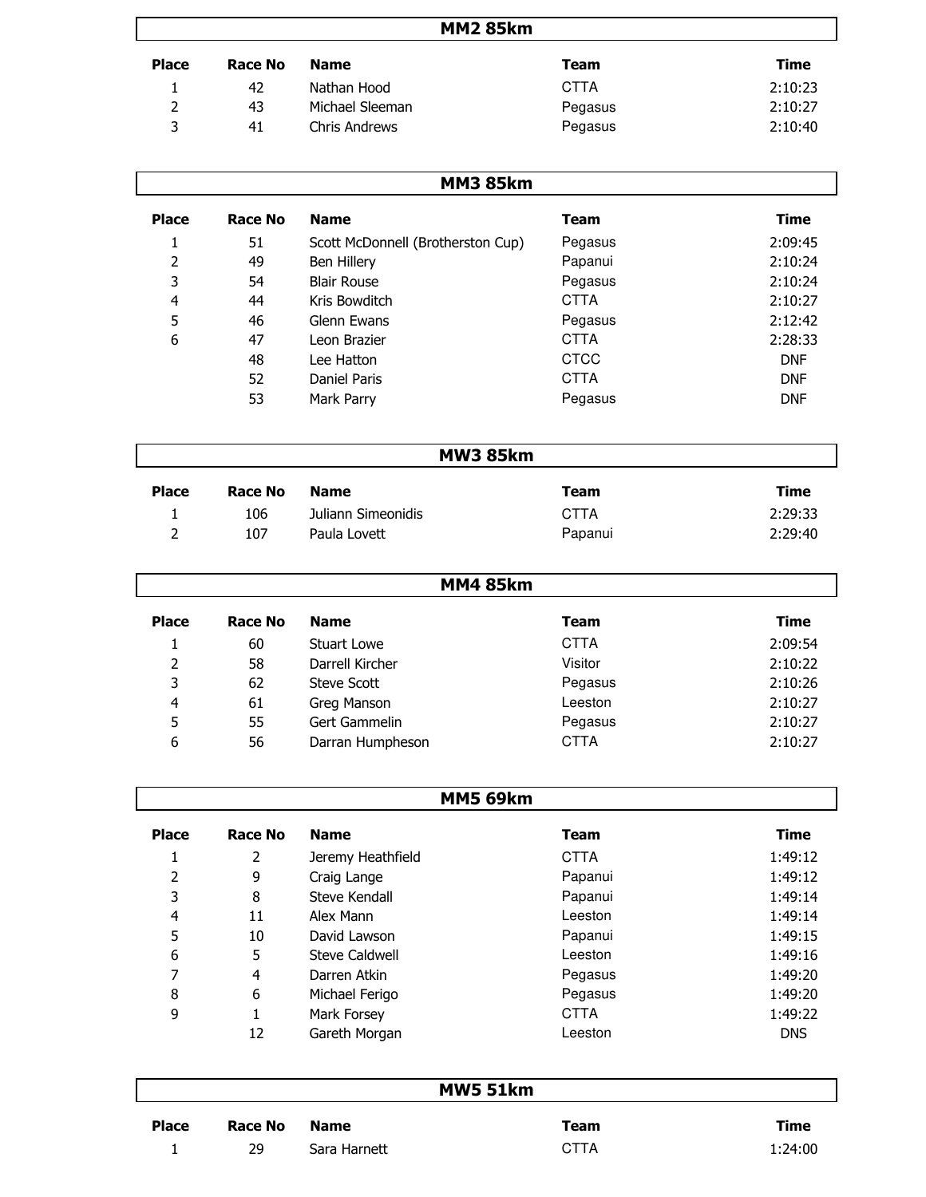## MM2 85km

| Place | Race No | Name | Team | Time |
|---|---|---|---|---|
| 1 | 42 | Nathan Hood | CTTA | 2:10:23 |
| 2 | 43 | Michael Sleeman | Pegasus | 2:10:27 |
| 3 | 41 | Chris Andrews | Pegasus | 2:10:40 |

## MM3 85km

| Place | Race No | Name | Team | Time |
|---|---|---|---|---|
| 1 | 51 | Scott McDonnell (Brotherston Cup) | Pegasus | 2:09:45 |
| 2 | 49 | Ben Hillery | Papanui | 2:10:24 |
| 3 | 54 | Blair Rouse | Pegasus | 2:10:24 |
| 4 | 44 | Kris Bowditch | CTTA | 2:10:27 |
| 5 | 46 | Glenn Ewans | Pegasus | 2:12:42 |
| 6 | 47 | Leon Brazier | CTTA | 2:28:33 |
| | 48 | Lee Hatton | CTCC | DNF |
| | 52 | Daniel Paris | CTTA | DNF |
| | 53 | Mark Parry | Pegasus | DNF |

## MW3 85km

| Place | Race No | Name | Team | Time |
|---|---|---|---|---|
| 1 | 106 | Juliann Simeonidis | CTTA | 2:29:33 |
| 2 | 107 | Paula Lovett | Papanui | 2:29:40 |

## MM4 85km

| Place | Race No | Name | Team | Time |
|---|---|---|---|---|
| 1 | 60 | Stuart Lowe | CTTA | 2:09:54 |
| 2 | 58 | Darrell Kircher | Visitor | 2:10:22 |
| 3 | 62 | Steve Scott | Pegasus | 2:10:26 |
| 4 | 61 | Greg Manson | Leeston | 2:10:27 |
| 5 | 55 | Gert Gammelin | Pegasus | 2:10:27 |
| 6 | 56 | Darran Humpheson | CTTA | 2:10:27 |

## MM5 69km

| Place | Race No | Name | Team | Time |
|---|---|---|---|---|
| 1 | 2 | Jeremy Heathfield | CTTA | 1:49:12 |
| 2 | 9 | Craig Lange | Papanui | 1:49:12 |
| 3 | 8 | Steve Kendall | Papanui | 1:49:14 |
| 4 | 11 | Alex Mann | Leeston | 1:49:14 |
| 5 | 10 | David Lawson | Papanui | 1:49:15 |
| 6 | 5 | Steve Caldwell | Leeston | 1:49:16 |
| 7 | 4 | Darren Atkin | Pegasus | 1:49:20 |
| 8 | 6 | Michael Ferigo | Pegasus | 1:49:20 |
| 9 | 1 | Mark Forsey | CTTA | 1:49:22 |
| | 12 | Gareth Morgan | Leeston | DNS |

## MW5 51km

| Place | Race No | Name | Team | Time |
|---|---|---|---|---|
| 1 | 29 | Sara Harnett | CTTA | 1:24:00 |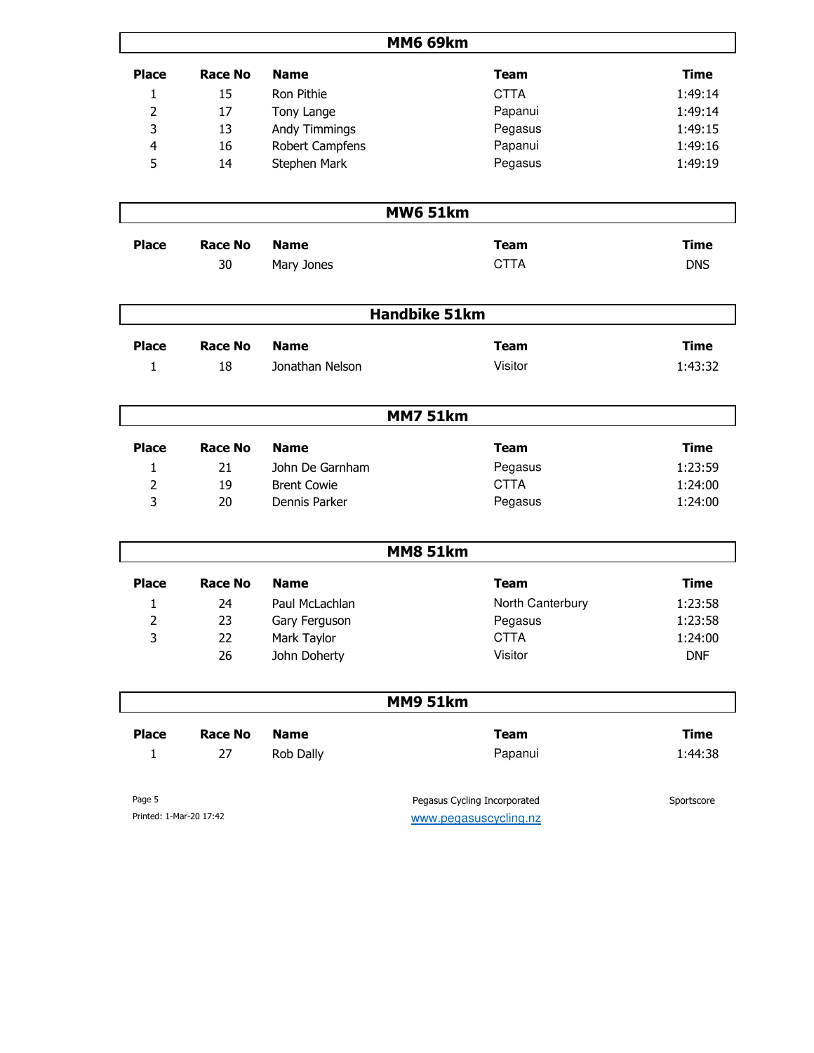## MM6 69km

| Place | Race No | Name | Team | Time |
|---|---|---|---|---|
| 1 | 15 | Ron Pithie | CTTA | 1:49:14 |
| 2 | 17 | Tony Lange | Papanui | 1:49:14 |
| 3 | 13 | Andy Timmings | Pegasus | 1:49:15 |
| 4 | 16 | Robert Campfens | Papanui | 1:49:16 |
| 5 | 14 | Stephen Mark | Pegasus | 1:49:19 |

## MW6 51km

| Place | Race No | Name | Team | Time |
|---|---|---|---|---|
| | 30 | Mary Jones | CTTA | DNS |

## Handbike 51km

| Place | Race No | Name | Team | Time |
|---|---|---|---|---|
| 1 | 18 | Jonathan Nelson | Visitor | 1:43:32 |

## MM7 51km

| Place | Race No | Name | Team | Time |
|---|---|---|---|---|
| 1 | 21 | John De Garnham | Pegasus | 1:23:59 |
| 2 | 19 | Brent Cowie | CTTA | 1:24:00 |
| 3 | 20 | Dennis Parker | Pegasus | 1:24:00 |

## MM8 51km

| Place | Race No | Name | Team | Time |
|---|---|---|---|---|
| 1 | 24 | Paul McLachlan | North Canterbury | 1:23:58 |
| 2 | 23 | Gary Ferguson | Pegasus | 1:23:58 |
| 3 | 22 | Mark Taylor | CTTA | 1:24:00 |
| | 26 | John Doherty | Visitor | DNF |

## MM9 51km

| Place | Race No | Name | Team | Time |
|---|---|---|---|---|
| 1 | 27 | Rob Dally | Papanui | 1:44:38 |

Printed: 1-Mar-20 17:42

Pegasus Cycling Incorporated

www.pegasuscycling.nz

Sportscore